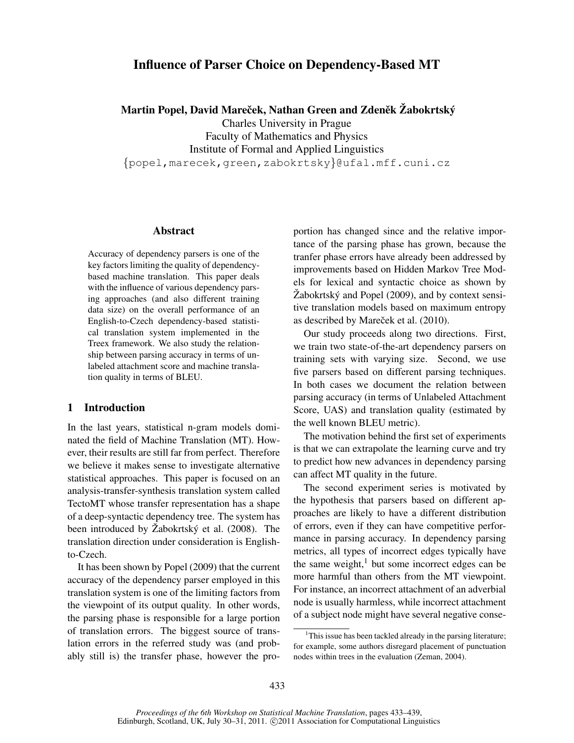# Influence of Parser Choice on Dependency-Based MT

**Martin Popel, David Mareček, Nathan Green and Zdeněk Žabokrtský**
Charles University in Prague
Faculty of Mathematics and Physics
Institute of Formal and Applied Linguistics
{popel,marecek,green,zabokrtsky}@ufal.mff.cuni.cz

## Abstract

Accuracy of dependency parsers is one of the key factors limiting the quality of dependency-based machine translation. This paper deals with the influence of various dependency parsing approaches (and also different training data size) on the overall performance of an English-to-Czech dependency-based statistical translation system implemented in the Treex framework. We also study the relationship between parsing accuracy in terms of unlabeled attachment score and machine translation quality in terms of BLEU.

## 1 Introduction

In the last years, statistical n-gram models dominated the field of Machine Translation (MT). However, their results are still far from perfect. Therefore we believe it makes sense to investigate alternative statistical approaches. This paper is focused on an analysis-transfer-synthesis translation system called TectoMT whose transfer representation has a shape of a deep-syntactic dependency tree. The system has been introduced by Žabokrtský et al. (2008). The translation direction under consideration is English-to-Czech.

It has been shown by Popel (2009) that the current accuracy of the dependency parser employed in this translation system is one of the limiting factors from the viewpoint of its output quality. In other words, the parsing phase is responsible for a large portion of translation errors. The biggest source of translation errors in the referred study was (and probably still is) the transfer phase, however the proportion has changed since and the relative importance of the parsing phase has grown, because the tranfer phase errors have already been addressed by improvements based on Hidden Markov Tree Models for lexical and syntactic choice as shown by Žabokrtský and Popel (2009), and by context sensitive translation models based on maximum entropy as described by Mareček et al. (2010).

Our study proceeds along two directions. First, we train two state-of-the-art dependency parsers on training sets with varying size. Second, we use five parsers based on different parsing techniques. In both cases we document the relation between parsing accuracy (in terms of Unlabeled Attachment Score, UAS) and translation quality (estimated by the well known BLEU metric).

The motivation behind the first set of experiments is that we can extrapolate the learning curve and try to predict how new advances in dependency parsing can affect MT quality in the future.

The second experiment series is motivated by the hypothesis that parsers based on different approaches are likely to have a different distribution of errors, even if they can have competitive performance in parsing accuracy. In dependency parsing metrics, all types of incorrect edges typically have the same weight,[1] but some incorrect edges can be more harmful than others from the MT viewpoint. For instance, an incorrect attachment of an adverbial node is usually harmless, while incorrect attachment of a subject node might have several negative conse-

[1] This issue has been tackled already in the parsing literature; for example, some authors disregard placement of punctuation nodes within trees in the evaluation (Zeman, 2004).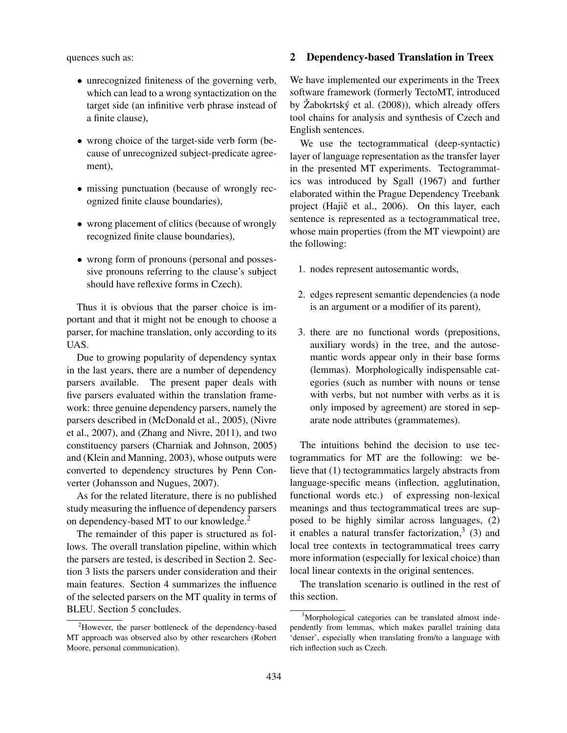quences such as:

- unrecognized finiteness of the governing verb, which can lead to a wrong syntactization on the target side (an infinitive verb phrase instead of a finite clause),
- wrong choice of the target-side verb form (because of unrecognized subject-predicate agreement),
- missing punctuation (because of wrongly recognized finite clause boundaries),
- wrong placement of clitics (because of wrongly recognized finite clause boundaries),
- wrong form of pronouns (personal and possessive pronouns referring to the clause's subject should have reflexive forms in Czech).

Thus it is obvious that the parser choice is important and that it might not be enough to choose a parser, for machine translation, only according to its UAS.

Due to growing popularity of dependency syntax in the last years, there are a number of dependency parsers available. The present paper deals with five parsers evaluated within the translation framework: three genuine dependency parsers, namely the parsers described in (McDonald et al., 2005), (Nivre et al., 2007), and (Zhang and Nivre, 2011), and two constituency parsers (Charniak and Johnson, 2005) and (Klein and Manning, 2003), whose outputs were converted to dependency structures by Penn Converter (Johansson and Nugues, 2007).

As for the related literature, there is no published study measuring the influence of dependency parsers on dependency-based MT to our knowledge.[2]

The remainder of this paper is structured as follows. The overall translation pipeline, within which the parsers are tested, is described in Section 2. Section 3 lists the parsers under consideration and their main features. Section 4 summarizes the influence of the selected parsers on the MT quality in terms of BLEU. Section 5 concludes.

[2]However, the parser bottleneck of the dependency-based MT approach was observed also by other researchers (Robert Moore, personal communication).

## 2 Dependency-based Translation in Treex

We have implemented our experiments in the Treex software framework (formerly TectoMT, introduced by Žabokrtský et al. (2008)), which already offers tool chains for analysis and synthesis of Czech and English sentences.

We use the tectogrammatical (deep-syntactic) layer of language representation as the transfer layer in the presented MT experiments. Tectogrammatics was introduced by Sgall (1967) and further elaborated within the Prague Dependency Treebank project (Hajič et al., 2006). On this layer, each sentence is represented as a tectogrammatical tree, whose main properties (from the MT viewpoint) are the following:

1. nodes represent autosemantic words,
2. edges represent semantic dependencies (a node is an argument or a modifier of its parent),
3. there are no functional words (prepositions, auxiliary words) in the tree, and the autosemantic words appear only in their base forms (lemmas). Morphologically indispensable categories (such as number with nouns or tense with verbs, but not number with verbs as it is only imposed by agreement) are stored in separate node attributes (grammatemes).

The intuitions behind the decision to use tectogrammatics for MT are the following: we believe that (1) tectogrammatics largely abstracts from language-specific means (inflection, agglutination, functional words etc.) of expressing non-lexical meanings and thus tectogrammatical trees are supposed to be highly similar across languages, (2) it enables a natural transfer factorization,[3] (3) and local tree contexts in tectogrammatical trees carry more information (especially for lexical choice) than local linear contexts in the original sentences.

The translation scenario is outlined in the rest of this section.

[3]Morphological categories can be translated almost independently from lemmas, which makes parallel training data 'denser', especially when translating from/to a language with rich inflection such as Czech.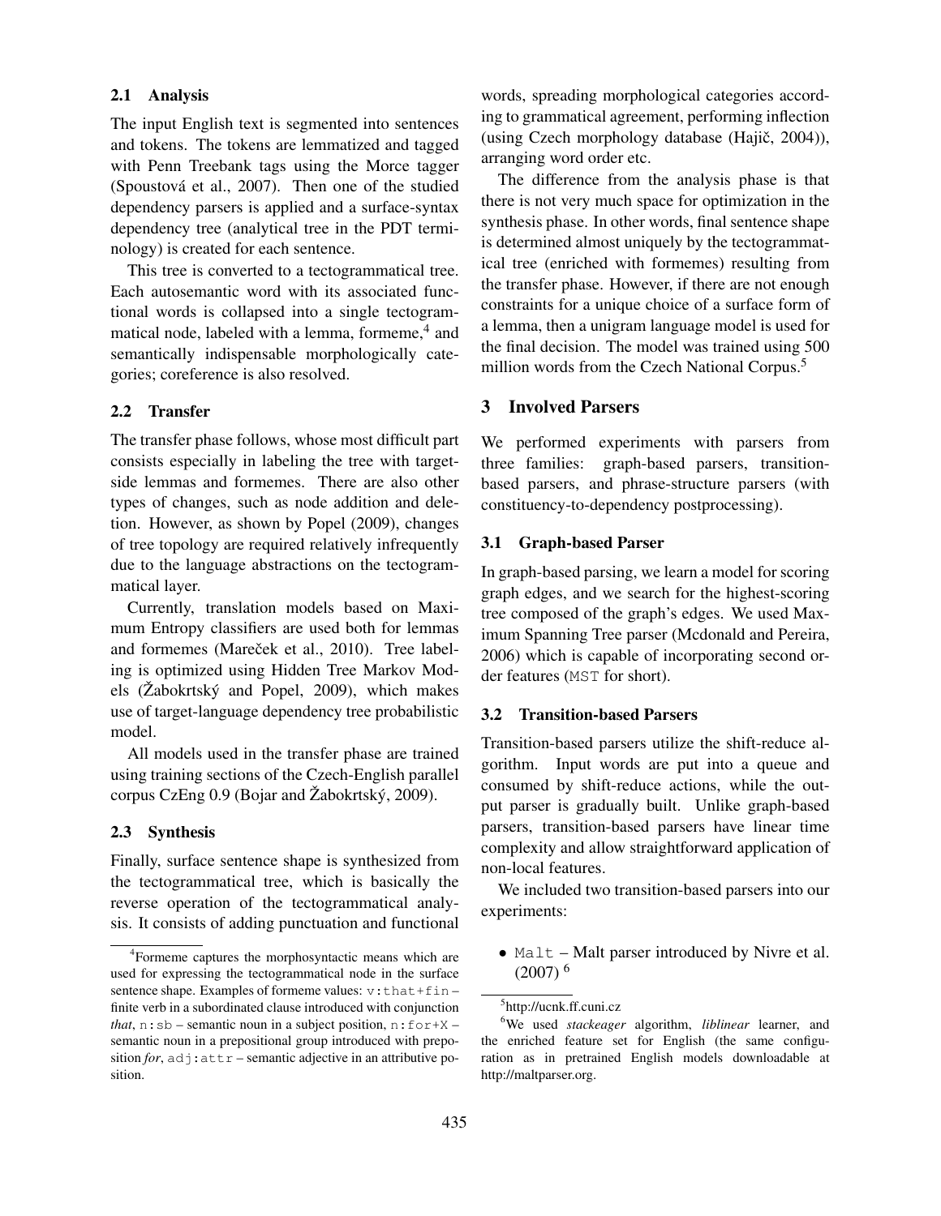### 2.1 Analysis

The input English text is segmented into sentences and tokens. The tokens are lemmatized and tagged with Penn Treebank tags using the Morce tagger (Spoustová et al., 2007). Then one of the studied dependency parsers is applied and a surface-syntax dependency tree (analytical tree in the PDT terminology) is created for each sentence.

This tree is converted to a tectogrammatical tree. Each autosemantic word with its associated functional words is collapsed into a single tectogrammatical node, labeled with a lemma, formeme,[4] and semantically indispensable morphologically categories; coreference is also resolved.

### 2.2 Transfer

The transfer phase follows, whose most difficult part consists especially in labeling the tree with target-side lemmas and formemes. There are also other types of changes, such as node addition and deletion. However, as shown by Popel (2009), changes of tree topology are required relatively infrequently due to the language abstractions on the tectogrammatical layer.

Currently, translation models based on Maximum Entropy classifiers are used both for lemmas and formemes (Mareček et al., 2010). Tree labeling is optimized using Hidden Tree Markov Models (Žabokrtský and Popel, 2009), which makes use of target-language dependency tree probabilistic model.

All models used in the transfer phase are trained using training sections of the Czech-English parallel corpus CzEng 0.9 (Bojar and Žabokrtský, 2009).

### 2.3 Synthesis

Finally, surface sentence shape is synthesized from the tectogrammatical tree, which is basically the reverse operation of the tectogrammatical analysis. It consists of adding punctuation and functional words, spreading morphological categories according to grammatical agreement, performing inflection (using Czech morphology database (Hajič, 2004)), arranging word order etc.

The difference from the analysis phase is that there is not very much space for optimization in the synthesis phase. In other words, final sentence shape is determined almost uniquely by the tectogrammatical tree (enriched with formemes) resulting from the transfer phase. However, if there are not enough constraints for a unique choice of a surface form of a lemma, then a unigram language model is used for the final decision. The model was trained using 500 million words from the Czech National Corpus.[5]

## 3 Involved Parsers

We performed experiments with parsers from three families: graph-based parsers, transition-based parsers, and phrase-structure parsers (with constituency-to-dependency postprocessing).

### 3.1 Graph-based Parser

In graph-based parsing, we learn a model for scoring graph edges, and we search for the highest-scoring tree composed of the graph's edges. We used Maximum Spanning Tree parser (Mcdonald and Pereira, 2006) which is capable of incorporating second order features (`MST` for short).

### 3.2 Transition-based Parsers

Transition-based parsers utilize the shift-reduce algorithm. Input words are put into a queue and consumed by shift-reduce actions, while the output parser is gradually built. Unlike graph-based parsers, transition-based parsers have linear time complexity and allow straightforward application of non-local features.

We included two transition-based parsers into our experiments:

- `Malt` – Malt parser introduced by Nivre et al. (2007) [6]

[4] Formeme captures the morphosyntactic means which are used for expressing the tectogrammatical node in the surface sentence shape. Examples of formeme values: `v:that+fin` – finite verb in a subordinated clause introduced with conjunction *that*, `n:sb` – semantic noun in a subject position, `n:for+X` – semantic noun in a prepositional group introduced with preposition *for*, `adj:attr` – semantic adjective in an attributive position.

[5] http://ucnk.ff.cuni.cz

[6] We used *stackeager* algorithm, *liblinear* learner, and the enriched feature set for English (the same configuration as in pretrained English models downloadable at http://maltparser.org.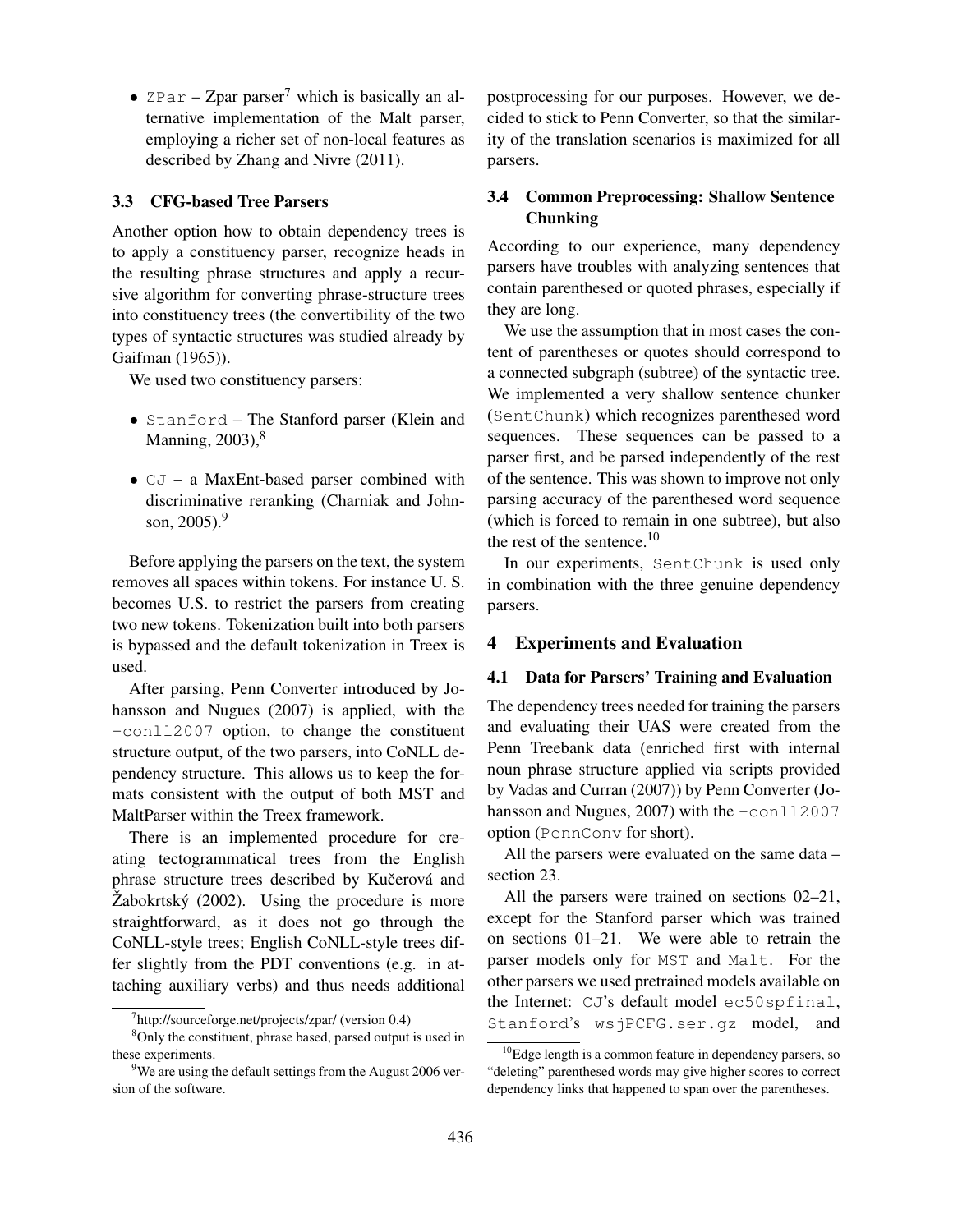- ZPar – Zpar parser[7] which is basically an alternative implementation of the Malt parser, employing a richer set of non-local features as described by Zhang and Nivre (2011).

### 3.3 CFG-based Tree Parsers

Another option how to obtain dependency trees is to apply a constituency parser, recognize heads in the resulting phrase structures and apply a recursive algorithm for converting phrase-structure trees into constituency trees (the convertibility of the two types of syntactic structures was studied already by Gaifman (1965)).

We used two constituency parsers:

- Stanford – The Stanford parser (Klein and Manning, 2003),[8]
- CJ – a MaxEnt-based parser combined with discriminative reranking (Charniak and Johnson, 2005).[9]

Before applying the parsers on the text, the system removes all spaces within tokens. For instance U. S. becomes U.S. to restrict the parsers from creating two new tokens. Tokenization built into both parsers is bypassed and the default tokenization in Treex is used.

After parsing, Penn Converter introduced by Johansson and Nugues (2007) is applied, with the -conll2007 option, to change the constituent structure output, of the two parsers, into CoNLL dependency structure. This allows us to keep the formats consistent with the output of both MST and MaltParser within the Treex framework.

There is an implemented procedure for creating tectogrammatical trees from the English phrase structure trees described by Kučerová and Žabokrtský (2002). Using the procedure is more straightforward, as it does not go through the CoNLL-style trees; English CoNLL-style trees differ slightly from the PDT conventions (e.g. in attaching auxiliary verbs) and thus needs additional postprocessing for our purposes. However, we decided to stick to Penn Converter, so that the similarity of the translation scenarios is maximized for all parsers.

### 3.4 Common Preprocessing: Shallow Sentence Chunking

According to our experience, many dependency parsers have troubles with analyzing sentences that contain parenthesed or quoted phrases, especially if they are long.

We use the assumption that in most cases the content of parentheses or quotes should correspond to a connected subgraph (subtree) of the syntactic tree. We implemented a very shallow sentence chunker (SentChunk) which recognizes parenthesed word sequences. These sequences can be passed to a parser first, and be parsed independently of the rest of the sentence. This was shown to improve not only parsing accuracy of the parenthesed word sequence (which is forced to remain in one subtree), but also the rest of the sentence.[10]

In our experiments, SentChunk is used only in combination with the three genuine dependency parsers.

## 4 Experiments and Evaluation

### 4.1 Data for Parsers' Training and Evaluation

The dependency trees needed for training the parsers and evaluating their UAS were created from the Penn Treebank data (enriched first with internal noun phrase structure applied via scripts provided by Vadas and Curran (2007)) by Penn Converter (Johansson and Nugues, 2007) with the -conll2007 option (PennConv for short).

All the parsers were evaluated on the same data – section 23.

All the parsers were trained on sections 02–21, except for the Stanford parser which was trained on sections 01–21. We were able to retrain the parser models only for MST and Malt. For the other parsers we used pretrained models available on the Internet: CJ's default model ec50spfinal, Stanford's wsjPCFG.ser.gz model, and

[7] http://sourceforge.net/projects/zpar/ (version 0.4)

[8] Only the constituent, phrase based, parsed output is used in these experiments.

[9] We are using the default settings from the August 2006 version of the software.

[10] Edge length is a common feature in dependency parsers, so "deleting" parenthesed words may give higher scores to correct dependency links that happened to span over the parentheses.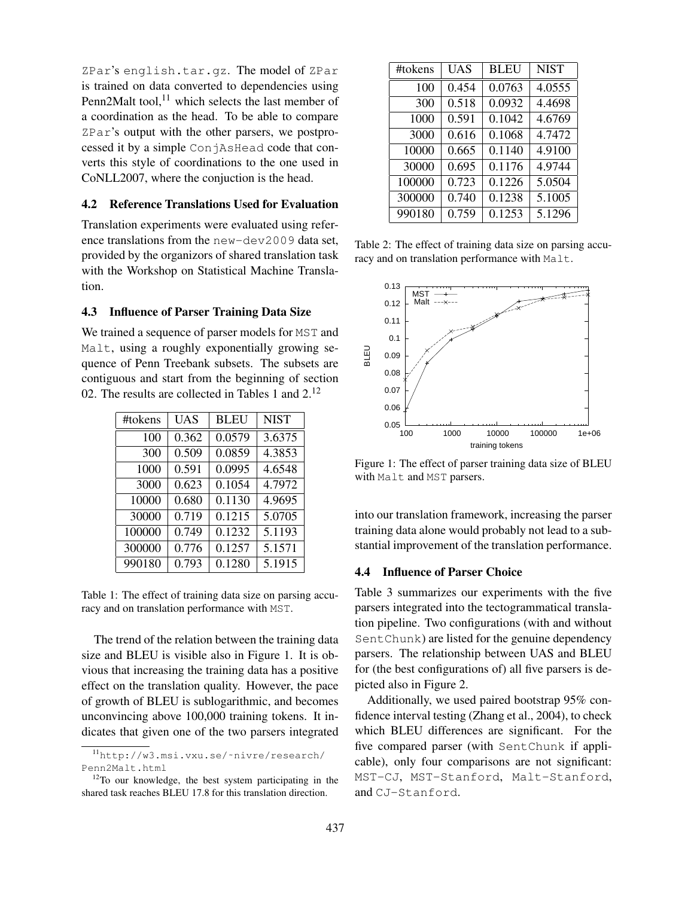ZPar's english.tar.gz. The model of ZPar is trained on data converted to dependencies using Penn2Malt tool,[11] which selects the last member of a coordination as the head. To be able to compare ZPar's output with the other parsers, we postprocessed it by a simple ConjAsHead code that converts this style of coordinations to the one used in CoNLL2007, where the conjuction is the head.

### 4.2 Reference Translations Used for Evaluation

Translation experiments were evaluated using reference translations from the new-dev2009 data set, provided by the organizors of shared translation task with the Workshop on Statistical Machine Translation.

### 4.3 Influence of Parser Training Data Size

We trained a sequence of parser models for MST and Malt, using a roughly exponentially growing sequence of Penn Treebank subsets. The subsets are contiguous and start from the beginning of section 02. The results are collected in Tables 1 and 2.[12]

| #tokens | UAS | BLEU | NIST |
|---|---|---|---|
| 100 | 0.362 | 0.0579 | 3.6375 |
| 300 | 0.509 | 0.0859 | 4.3853 |
| 1000 | 0.591 | 0.0995 | 4.6548 |
| 3000 | 0.623 | 0.1054 | 4.7972 |
| 10000 | 0.680 | 0.1130 | 4.9695 |
| 30000 | 0.719 | 0.1215 | 5.0705 |
| 100000 | 0.749 | 0.1232 | 5.1193 |
| 300000 | 0.776 | 0.1257 | 5.1571 |
| 990180 | 0.793 | 0.1280 | 5.1915 |

Table 1: The effect of training data size on parsing accuracy and on translation performance with MST.

The trend of the relation between the training data size and BLEU is visible also in Figure 1. It is obvious that increasing the training data has a positive effect on the translation quality. However, the pace of growth of BLEU is sublogarithmic, and becomes unconvincing above 100,000 training tokens. It indicates that given one of the two parsers integrated into our translation framework, increasing the parser training data alone would probably not lead to a substantial improvement of the translation performance.

| #tokens | UAS | BLEU | NIST |
|---|---|---|---|
| 100 | 0.454 | 0.0763 | 4.0555 |
| 300 | 0.518 | 0.0932 | 4.4698 |
| 1000 | 0.591 | 0.1042 | 4.6769 |
| 3000 | 0.616 | 0.1068 | 4.7472 |
| 10000 | 0.665 | 0.1140 | 4.9100 |
| 30000 | 0.695 | 0.1176 | 4.9744 |
| 100000 | 0.723 | 0.1226 | 5.0504 |
| 300000 | 0.740 | 0.1238 | 5.1005 |
| 990180 | 0.759 | 0.1253 | 5.1296 |

Table 2: The effect of training data size on parsing accuracy and on translation performance with Malt.

MST
Malt
BLEU
0.13
0.12
0.11
0.1
0.09
0.08
0.07
0.06
0.05
100
1000
10000
100000
1e+06
training tokens

Figure 1: The effect of parser training data size of BLEU with Malt and MST parsers.

### 4.4 Influence of Parser Choice

Table 3 summarizes our experiments with the five parsers integrated into the tectogrammatical translation pipeline. Two configurations (with and without SentChunk) are listed for the genuine dependency parsers. The relationship between UAS and BLEU for (the best configurations of) all five parsers is depicted also in Figure 2.

Additionally, we used paired bootstrap 95% confidence interval testing (Zhang et al., 2004), to check which BLEU differences are significant. For the five compared parser (with SentChunk if applicable), only four comparisons are not significant: MST-CJ, MST-Stanford, Malt-Stanford, and CJ-Stanford.

[11] http://w3.msi.vxu.se/~nivre/research/Penn2Malt.html

[12] To our knowledge, the best system participating in the shared task reaches BLEU 17.8 for this translation direction.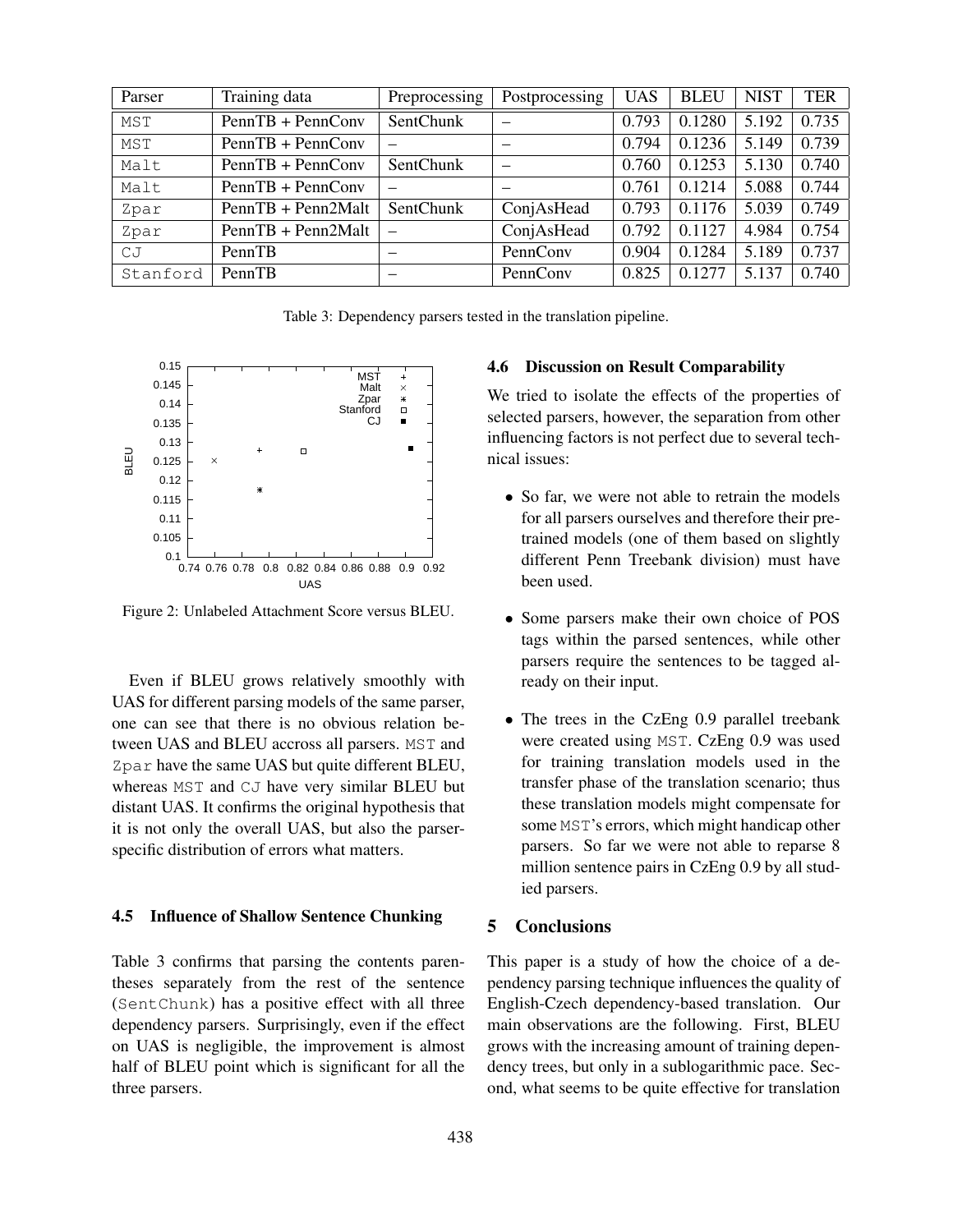| Parser | Training data | Preprocessing | Postprocessing | UAS | BLEU | NIST | TER |
|---|---|---|---|---|---|---|---|
| MST | PennTB + PennConv | SentChunk | – | 0.793 | 0.1280 | 5.192 | 0.735 |
| MST | PennTB + PennConv | – | – | 0.794 | 0.1236 | 5.149 | 0.739 |
| Malt | PennTB + PennConv | SentChunk | – | 0.760 | 0.1253 | 5.130 | 0.740 |
| Malt | PennTB + PennConv | – | – | 0.761 | 0.1214 | 5.088 | 0.744 |
| Zpar | PennTB + Penn2Malt | SentChunk | ConjAsHead | 0.793 | 0.1176 | 5.039 | 0.749 |
| Zpar | PennTB + Penn2Malt | – | ConjAsHead | 0.792 | 0.1127 | 4.984 | 0.754 |
| CJ | PennTB | – | PennConv | 0.904 | 0.1284 | 5.189 | 0.737 |
| Stanford | PennTB | – | PennConv | 0.825 | 0.1277 | 5.137 | 0.740 |

Table 3: Dependency parsers tested in the translation pipeline.

Figure 2: Unlabeled Attachment Score versus BLEU.

Even if BLEU grows relatively smoothly with UAS for different parsing models of the same parser, one can see that there is no obvious relation between UAS and BLEU accross all parsers. MST and Zpar have the same UAS but quite different BLEU, whereas MST and CJ have very similar BLEU but distant UAS. It confirms the original hypothesis that it is not only the overall UAS, but also the parser-specific distribution of errors what matters.

### 4.5 Influence of Shallow Sentence Chunking

Table 3 confirms that parsing the contents parentheses separately from the rest of the sentence (SentChunk) has a positive effect with all three dependency parsers. Surprisingly, even if the effect on UAS is negligible, the improvement is almost half of BLEU point which is significant for all the three parsers.

### 4.6 Discussion on Result Comparability

We tried to isolate the effects of the properties of selected parsers, however, the separation from other influencing factors is not perfect due to several technical issues:

- So far, we were not able to retrain the models for all parsers ourselves and therefore their pretrained models (one of them based on slightly different Penn Treebank division) must have been used.
- Some parsers make their own choice of POS tags within the parsed sentences, while other parsers require the sentences to be tagged already on their input.
- The trees in the CzEng 0.9 parallel treebank were created using MST. CzEng 0.9 was used for training translation models used in the transfer phase of the translation scenario; thus these translation models might compensate for some MST's errors, which might handicap other parsers. So far we were not able to reparse 8 million sentence pairs in CzEng 0.9 by all studied parsers.

## 5 Conclusions

This paper is a study of how the choice of a dependency parsing technique influences the quality of English-Czech dependency-based translation. Our main observations are the following. First, BLEU grows with the increasing amount of training dependency trees, but only in a sublogarithmic pace. Second, what seems to be quite effective for translation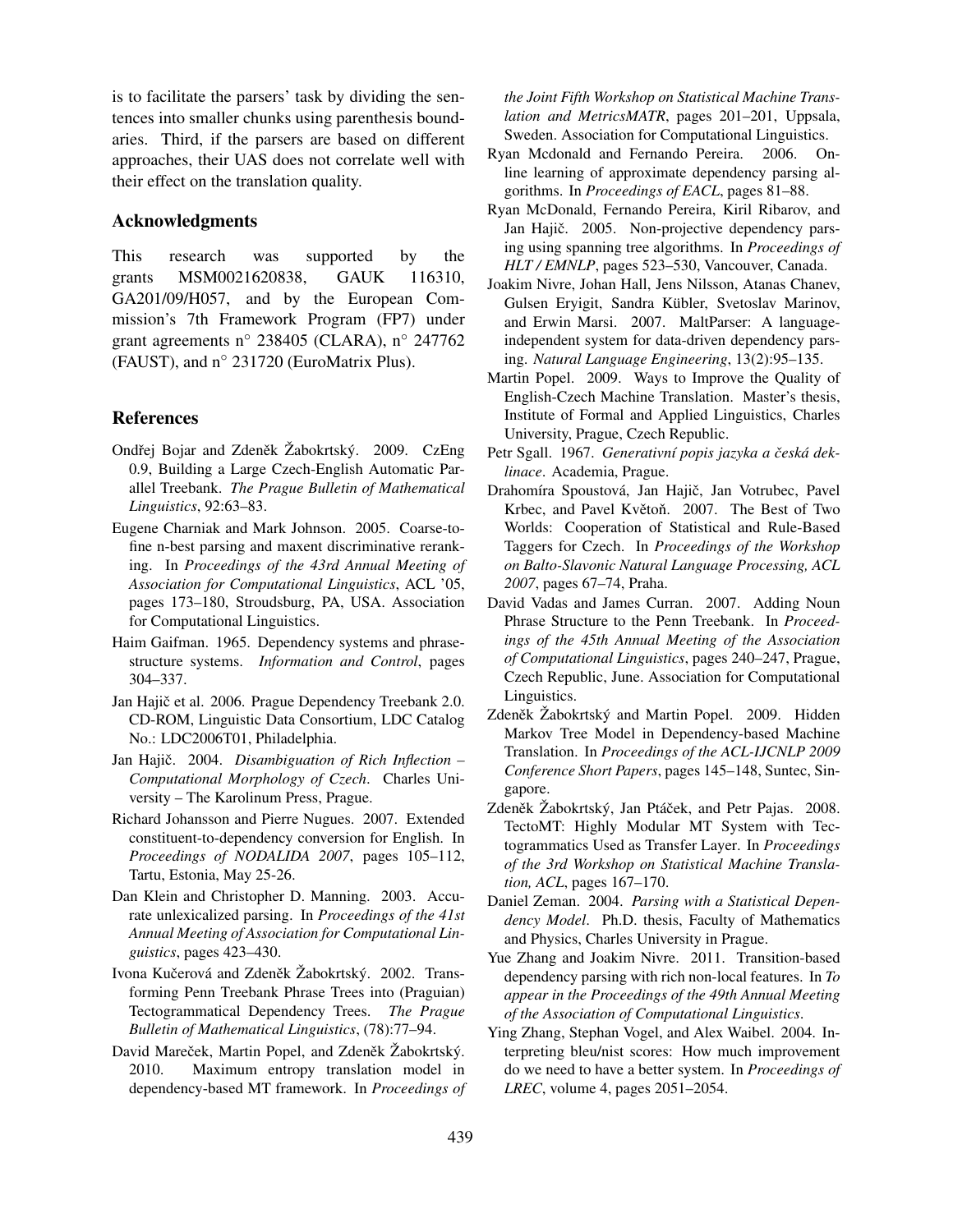is to facilitate the parsers' task by dividing the sentences into smaller chunks using parenthesis boundaries. Third, if the parsers are based on different approaches, their UAS does not correlate well with their effect on the translation quality.

## Acknowledgments

This research was supported by the grants MSM0021620838, GAUK 116310, GA201/09/H057, and by the European Commission's 7th Framework Program (FP7) under grant agreements n° 238405 (CLARA), n° 247762 (FAUST), and n° 231720 (EuroMatrix Plus).

## References

Ondřej Bojar and Zdeněk Žabokrtský. 2009. CzEng 0.9, Building a Large Czech-English Automatic Parallel Treebank. *The Prague Bulletin of Mathematical Linguistics*, 92:63–83.

Eugene Charniak and Mark Johnson. 2005. Coarse-to-fine n-best parsing and maxent discriminative reranking. In *Proceedings of the 43rd Annual Meeting of Association for Computational Linguistics*, ACL '05, pages 173–180, Stroudsburg, PA, USA. Association for Computational Linguistics.

Haim Gaifman. 1965. Dependency systems and phrase-structure systems. *Information and Control*, pages 304–337.

Jan Hajič et al. 2006. Prague Dependency Treebank 2.0. CD-ROM, Linguistic Data Consortium, LDC Catalog No.: LDC2006T01, Philadelphia.

Jan Hajič. 2004. *Disambiguation of Rich Inflection – Computational Morphology of Czech*. Charles University – The Karolinum Press, Prague.

Richard Johansson and Pierre Nugues. 2007. Extended constituent-to-dependency conversion for English. In *Proceedings of NODALIDA 2007*, pages 105–112, Tartu, Estonia, May 25-26.

Dan Klein and Christopher D. Manning. 2003. Accurate unlexicalized parsing. In *Proceedings of the 41st Annual Meeting of Association for Computational Linguistics*, pages 423–430.

Ivona Kučerová and Zdeněk Žabokrtský. 2002. Transforming Penn Treebank Phrase Trees into (Praguian) Tectogrammatical Dependency Trees. *The Prague Bulletin of Mathematical Linguistics*, (78):77–94.

David Mareček, Martin Popel, and Zdeněk Žabokrtský. 2010. Maximum entropy translation model in dependency-based MT framework. In *Proceedings of the Joint Fifth Workshop on Statistical Machine Translation and MetricsMATR*, pages 201–201, Uppsala, Sweden. Association for Computational Linguistics.

Ryan Mcdonald and Fernando Pereira. 2006. Online learning of approximate dependency parsing algorithms. In *Proceedings of EACL*, pages 81–88.

Ryan McDonald, Fernando Pereira, Kiril Ribarov, and Jan Hajič. 2005. Non-projective dependency parsing using spanning tree algorithms. In *Proceedings of HLT / EMNLP*, pages 523–530, Vancouver, Canada.

Joakim Nivre, Johan Hall, Jens Nilsson, Atanas Chanev, Gulsen Eryigit, Sandra Kübler, Svetoslav Marinov, and Erwin Marsi. 2007. MaltParser: A language-independent system for data-driven dependency parsing. *Natural Language Engineering*, 13(2):95–135.

Martin Popel. 2009. Ways to Improve the Quality of English-Czech Machine Translation. Master's thesis, Institute of Formal and Applied Linguistics, Charles University, Prague, Czech Republic.

Petr Sgall. 1967. *Generativní popis jazyka a česká deklinace*. Academia, Prague.

Drahomíra Spoustová, Jan Hajič, Jan Votrubec, Pavel Krbec, and Pavel Květoň. 2007. The Best of Two Worlds: Cooperation of Statistical and Rule-Based Taggers for Czech. In *Proceedings of the Workshop on Balto-Slavonic Natural Language Processing, ACL 2007*, pages 67–74, Praha.

David Vadas and James Curran. 2007. Adding Noun Phrase Structure to the Penn Treebank. In *Proceedings of the 45th Annual Meeting of the Association of Computational Linguistics*, pages 240–247, Prague, Czech Republic, June. Association for Computational Linguistics.

Zdeněk Žabokrtský and Martin Popel. 2009. Hidden Markov Tree Model in Dependency-based Machine Translation. In *Proceedings of the ACL-IJCNLP 2009 Conference Short Papers*, pages 145–148, Suntec, Singapore.

Zdeněk Žabokrtský, Jan Ptáček, and Petr Pajas. 2008. TectoMT: Highly Modular MT System with Tectogrammatics Used as Transfer Layer. In *Proceedings of the 3rd Workshop on Statistical Machine Translation, ACL*, pages 167–170.

Daniel Zeman. 2004. *Parsing with a Statistical Dependency Model*. Ph.D. thesis, Faculty of Mathematics and Physics, Charles University in Prague.

Yue Zhang and Joakim Nivre. 2011. Transition-based dependency parsing with rich non-local features. In *To appear in the Proceedings of the 49th Annual Meeting of the Association of Computational Linguistics*.

Ying Zhang, Stephan Vogel, and Alex Waibel. 2004. Interpreting bleu/nist scores: How much improvement do we need to have a better system. In *Proceedings of LREC*, volume 4, pages 2051–2054.